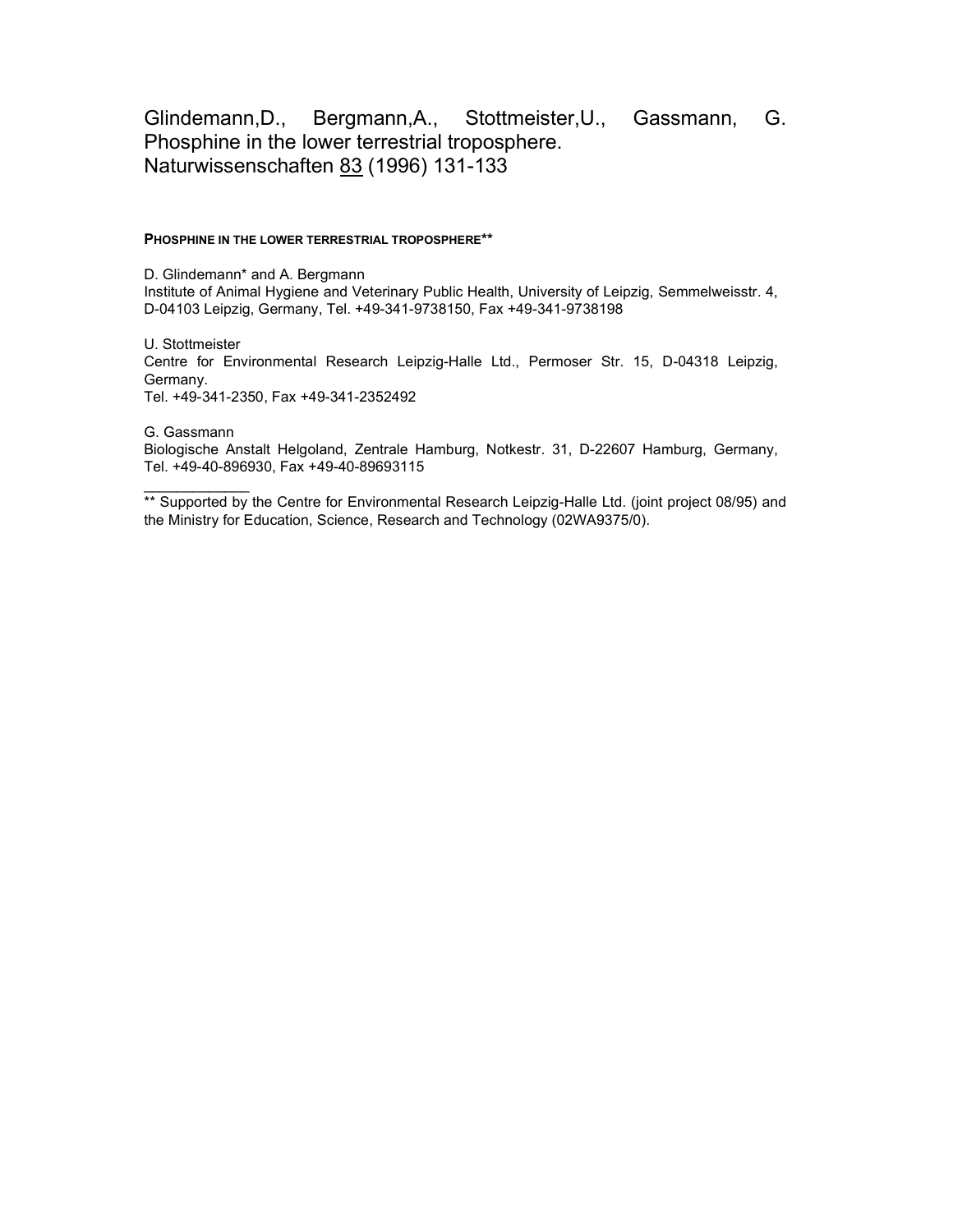Glindemann,D., Bergmann,A., Stottmeister,U., Gassmann, G.
Phosphine in the lower terrestrial troposphere.
Naturwissenschaften 83 (1996) 131-133

**PHOSPHINE IN THE LOWER TERRESTRIAL TROPOSPHERE****

D. Glindemann* and A. Bergmann
Institute of Animal Hygiene and Veterinary Public Health, University of Leipzig, Semmelweisstr. 4, D-04103 Leipzig, Germany, Tel. +49-341-9738150, Fax +49-341-9738198

U. Stottmeister
Centre for Environmental Research Leipzig-Halle Ltd., Permoser Str. 15, D-04318 Leipzig, Germany.
Tel. +49-341-2350, Fax +49-341-2352492

G. Gassmann
Biologische Anstalt Helgoland, Zentrale Hamburg, Notkestr. 31, D-22607 Hamburg, Germany, Tel. +49-40-896930, Fax +49-40-89693115

---

** Supported by the Centre for Environmental Research Leipzig-Halle Ltd. (joint project 08/95) and the Ministry for Education, Science, Research and Technology (02WA9375/0).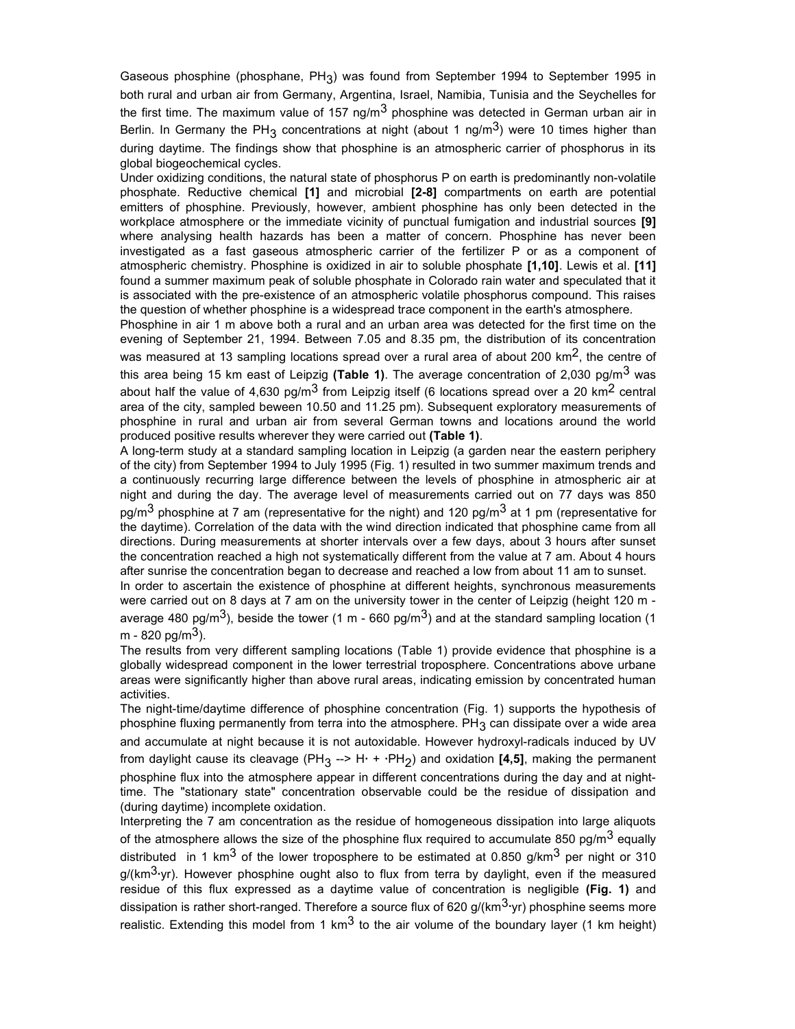Gaseous phosphine (phosphane, $PH_3$) was found from September 1994 to September 1995 in both rural and urban air from Germany, Argentina, Israel, Namibia, Tunisia and the Seychelles for the first time. The maximum value of 157 ng/m$^3$ phosphine was detected in German urban air in Berlin. In Germany the $PH_3$ concentrations at night (about 1 ng/m$^3$) were 10 times higher than during daytime. The findings show that phosphine is an atmospheric carrier of phosphorus in its global biogeochemical cycles.

Under oxidizing conditions, the natural state of phosphorus P on earth is predominantly non-volatile phosphate. Reductive chemical **[1]** and microbial **[2-8]** compartments on earth are potential emitters of phosphine. Previously, however, ambient phosphine has only been detected in the workplace atmosphere or the immediate vicinity of punctual fumigation and industrial sources **[9]** where analysing health hazards has been a matter of concern. Phosphine has never been investigated as a fast gaseous atmospheric carrier of the fertilizer P or as a component of atmospheric chemistry. Phosphine is oxidized in air to soluble phosphate **[1,10]**. Lewis et al. **[11]** found a summer maximum peak of soluble phosphate in Colorado rain water and speculated that it is associated with the pre-existence of an atmospheric volatile phosphorus compound. This raises the question of whether phosphine is a widespread trace component in the earth's atmosphere.

Phosphine in air 1 m above both a rural and an urban area was detected for the first time on the evening of September 21, 1994. Between 7.05 and 8.35 pm, the distribution of its concentration was measured at 13 sampling locations spread over a rural area of about 200 km$^2$, the centre of this area being 15 km east of Leipzig **(Table 1)**. The average concentration of 2,030 pg/m$^3$ was about half the value of 4,630 pg/m$^3$ from Leipzig itself (6 locations spread over a 20 km$^2$ central area of the city, sampled beween 10.50 and 11.25 pm). Subsequent exploratory measurements of phosphine in rural and urban air from several German towns and locations around the world produced positive results wherever they were carried out **(Table 1)**.

A long-term study at a standard sampling location in Leipzig (a garden near the eastern periphery of the city) from September 1994 to July 1995 (Fig. 1) resulted in two summer maximum trends and a continuously recurring large difference between the levels of phosphine in atmospheric air at night and during the day. The average level of measurements carried out on 77 days was 850 pg/m$^3$ phosphine at 7 am (representative for the night) and 120 pg/m$^3$ at 1 pm (representative for the daytime). Correlation of the data with the wind direction indicated that phosphine came from all directions. During measurements at shorter intervals over a few days, about 3 hours after sunset the concentration reached a high not systematically different from the value at 7 am. About 4 hours after sunrise the concentration began to decrease and reached a low from about 11 am to sunset.

In order to ascertain the existence of phosphine at different heights, synchronous measurements were carried out on 8 days at 7 am on the university tower in the center of Leipzig (height 120 m - average 480 pg/m$^3$), beside the tower (1 m - 660 pg/m$^3$) and at the standard sampling location (1 m - 820 pg/m$^3$).

The results from very different sampling locations (Table 1) provide evidence that phosphine is a globally widespread component in the lower terrestrial troposphere. Concentrations above urbane areas were significantly higher than above rural areas, indicating emission by concentrated human activities.

The night-time/daytime difference of phosphine concentration (Fig. 1) supports the hypothesis of phosphine fluxing permanently from terra into the atmosphere. $PH_3$ can dissipate over a wide area and accumulate at night because it is not autoxidable. However hydroxyl-radicals induced by UV from daylight cause its cleavage ($PH_3 \rightarrow H\cdot + \cdot PH_2$) and oxidation **[4,5]**, making the permanent phosphine flux into the atmosphere appear in different concentrations during the day and at night-time. The "stationary state" concentration observable could be the residue of dissipation and (during daytime) incomplete oxidation.

Interpreting the 7 am concentration as the residue of homogeneous dissipation into large aliquots of the atmosphere allows the size of the phosphine flux required to accumulate 850 pg/m$^3$ equally distributed in 1 km$^3$ of the lower troposphere to be estimated at 0.850 g/km$^3$ per night or 310 g/(km$^3$·yr). However phosphine ought also to flux from terra by daylight, even if the measured residue of this flux expressed as a daytime value of concentration is negligible **(Fig. 1)** and dissipation is rather short-ranged. Therefore a source flux of 620 g/(km$^3$·yr) phosphine seems more realistic. Extending this model from 1 km$^3$ to the air volume of the boundary layer (1 km height)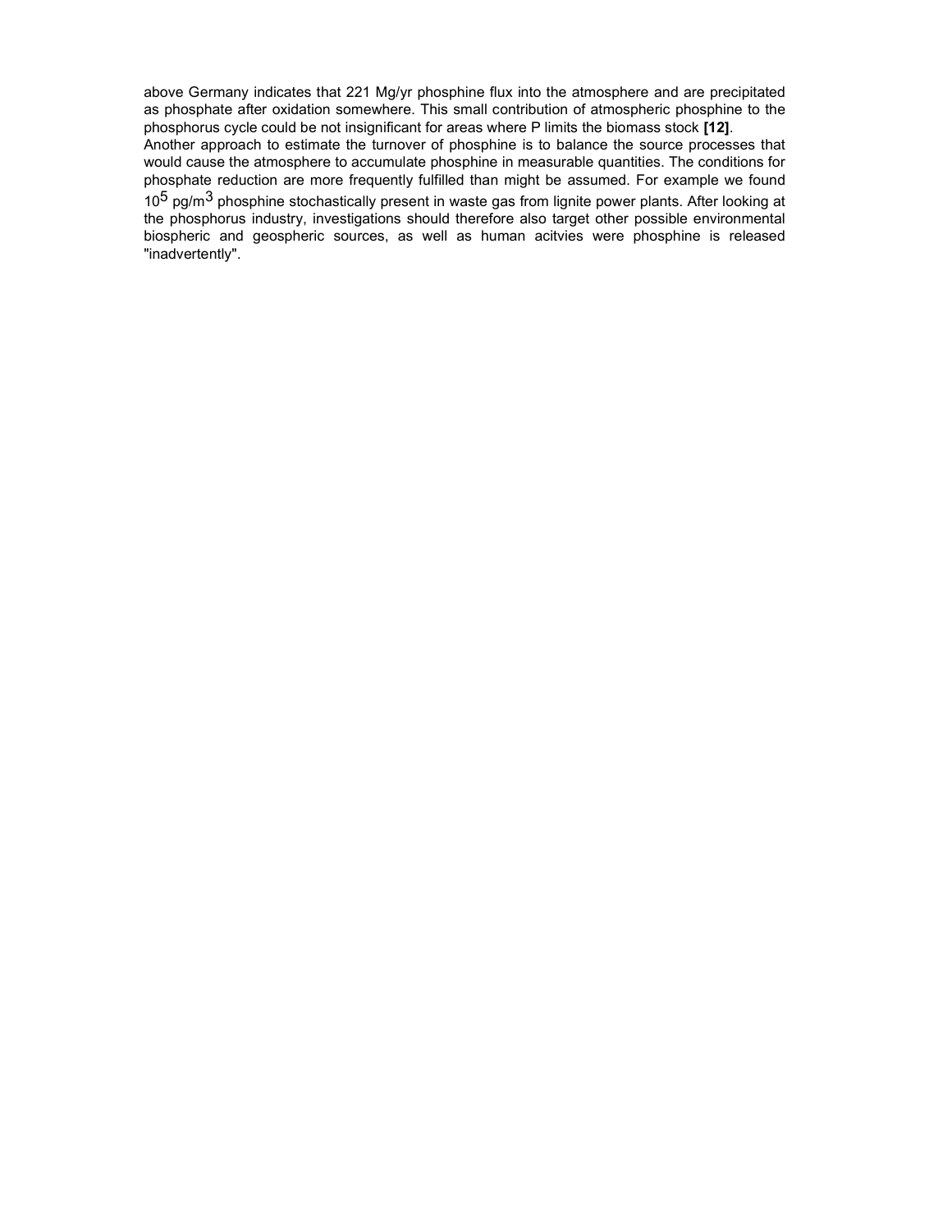above Germany indicates that 221 Mg/yr phosphine flux into the atmosphere and are precipitated as phosphate after oxidation somewhere. This small contribution of atmospheric phosphine to the phosphorus cycle could be not insignificant for areas where P limits the biomass stock **[12]**.

Another approach to estimate the turnover of phosphine is to balance the source processes that would cause the atmosphere to accumulate phosphine in measurable quantities. The conditions for phosphate reduction are more frequently fulfilled than might be assumed. For example we found $10^5$ pg/m$^3$ phosphine stochastically present in waste gas from lignite power plants. After looking at the phosphorus industry, investigations should therefore also target other possible environmental biospheric and geospheric sources, as well as human acitvies were phosphine is released "inadvertently".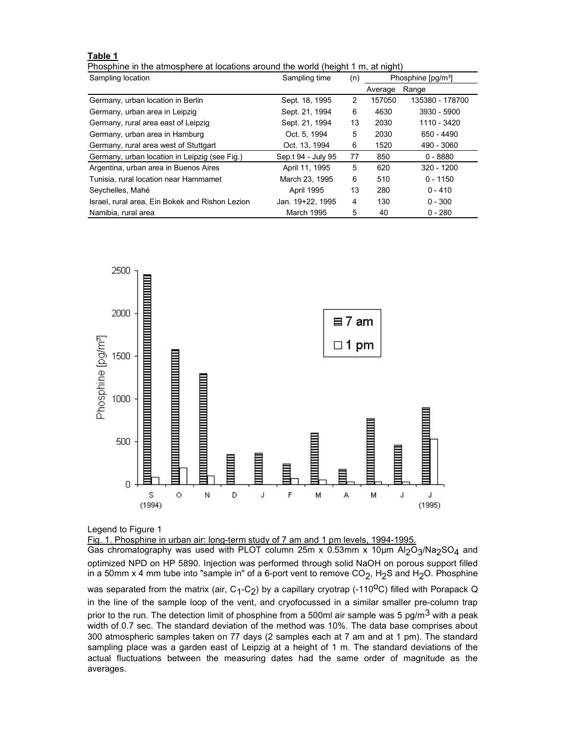**Table 1**

Phosphine in the atmosphere at locations around the world (height 1 m, at night)

| Sampling location | Sampling time | (n) | Phosphine [pg/m³] | |
|---|---|---|---|---|
| | | | Average | Range |
| Germany, urban location in Berlin | Sept. 18, 1995 | 2 | 157050 | 135380 - 178700 |
| Germany, urban area in Leipzig | Sept. 21, 1994 | 6 | 4630 | 3930 - 5900 |
| Germany, rural area east of Leipzig | Sept. 21, 1994 | 13 | 2030 | 1110 - 3420 |
| Germany, urban area in Hamburg | Oct. 5, 1994 | 5 | 2030 | 650 - 4490 |
| Germany, rural area west of Stuttgart | Oct. 13, 1994 | 6 | 1520 | 490 - 3060 |
| Germany, urban location in Leipzig (see Fig.) | Sep.t 94 - July 95 | 77 | 850 | 0 - 8880 |
| Argentina, urban area in Buenos Aires | April 11, 1995 | 5 | 620 | 320 - 1200 |
| Tunisia, rural location near Hammamet | March 23, 1995 | 6 | 510 | 0 - 1150 |
| Seychelles, Mahé | April 1995 | 13 | 280 | 0 - 410 |
| Israel, rural area, Ein Bokek and Rishon Lezion | Jan. 19+22, 1995 | 4 | 130 | 0 - 300 |
| Namibia, rural area | March 1995 | 5 | 40 | 0 - 280 |

Legend to Figure 1

Fig. 1. Phosphine in urban air: long-term study of 7 am and 1 pm levels, 1994-1995.

Gas chromatography was used with PLOT column 25m x 0.53mm x 10µm $Al_2O_3/Na_2SO_4$ and optimized NPD on HP 5890. Injection was performed through solid NaOH on porous support filled in a 50mm x 4 mm tube into "sample in" of a 6-port vent to remove $CO_2$, $H_2S$ and $H_2O$. Phosphine was separated from the matrix (air, $C_1$-$C_2$) by a capillary cryotrap (-110°C) filled with Porapack Q in the line of the sample loop of the vent, and cryofocussed in a similar smaller pre-column trap prior to the run. The detection limit of phosphine from a 500ml air sample was 5 pg/m$^3$ with a peak width of 0.7 sec. The standard deviation of the method was 10%. The data base comprises about 300 atmospheric samples taken on 77 days (2 samples each at 7 am and at 1 pm). The standard sampling place was a garden east of Leipzig at a height of 1 m. The standard deviations of the actual fluctuations between the measuring dates had the same order of magnitude as the averages.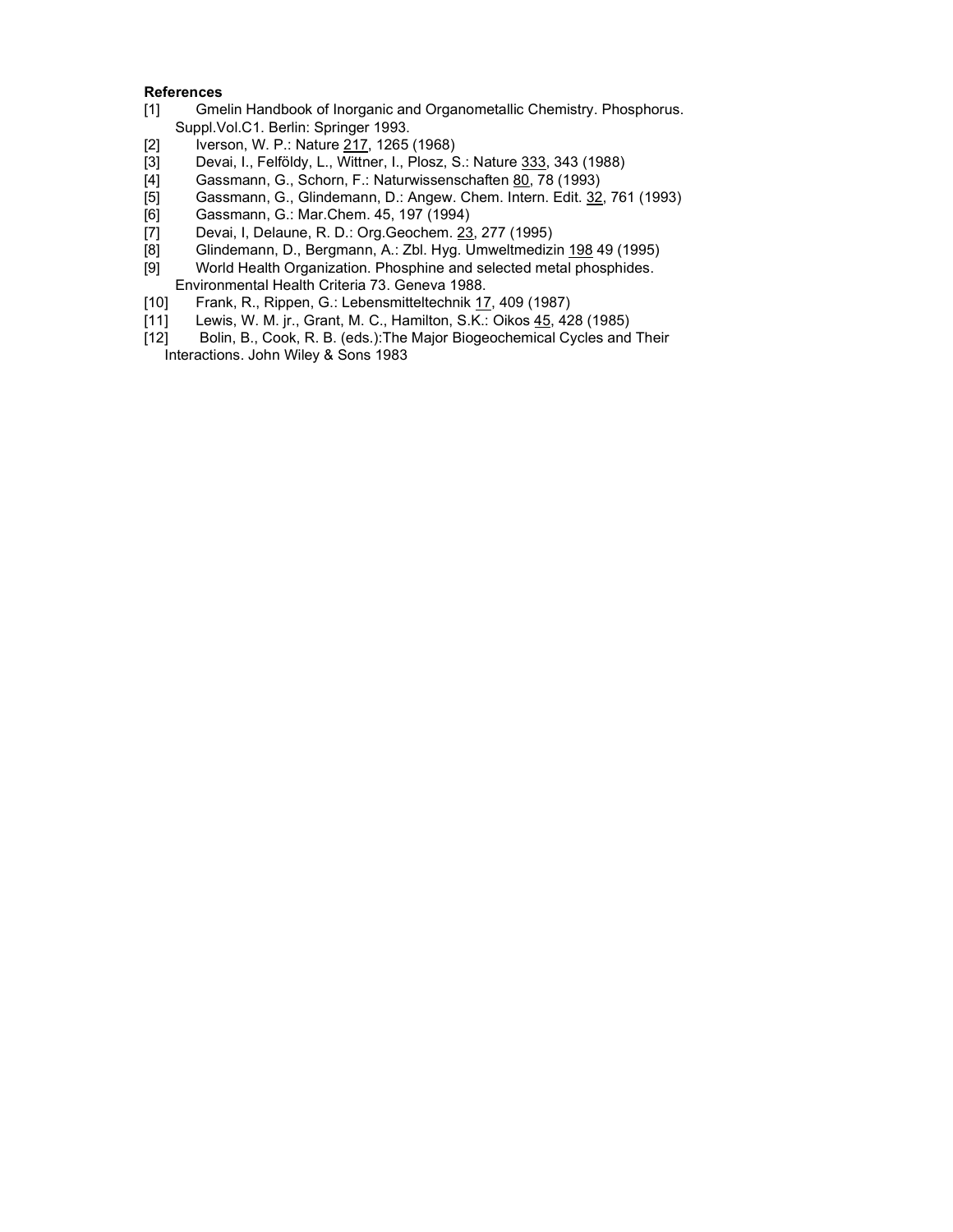**References**

[1] Gmelin Handbook of Inorganic and Organometallic Chemistry. Phosphorus. Suppl.Vol.C1. Berlin: Springer 1993.

[2] Iverson, W. P.: Nature 217, 1265 (1968)

[3] Devai, I., Felföldy, L., Wittner, I., Plosz, S.: Nature 333, 343 (1988)

[4] Gassmann, G., Schorn, F.: Naturwissenschaften 80, 78 (1993)

[5] Gassmann, G., Glindemann, D.: Angew. Chem. Intern. Edit. 32, 761 (1993)

[6] Gassmann, G.: Mar.Chem. 45, 197 (1994)

[7] Devai, I, Delaune, R. D.: Org.Geochem. 23, 277 (1995)

[8] Glindemann, D., Bergmann, A.: Zbl. Hyg. Umweltmedizin 198 49 (1995)

[9] World Health Organization. Phosphine and selected metal phosphides. Environmental Health Criteria 73. Geneva 1988.

[10] Frank, R., Rippen, G.: Lebensmitteltechnik 17, 409 (1987)

[11] Lewis, W. M. jr., Grant, M. C., Hamilton, S.K.: Oikos 45, 428 (1985)

[12] Bolin, B., Cook, R. B. (eds.):The Major Biogeochemical Cycles and Their Interactions. John Wiley & Sons 1983